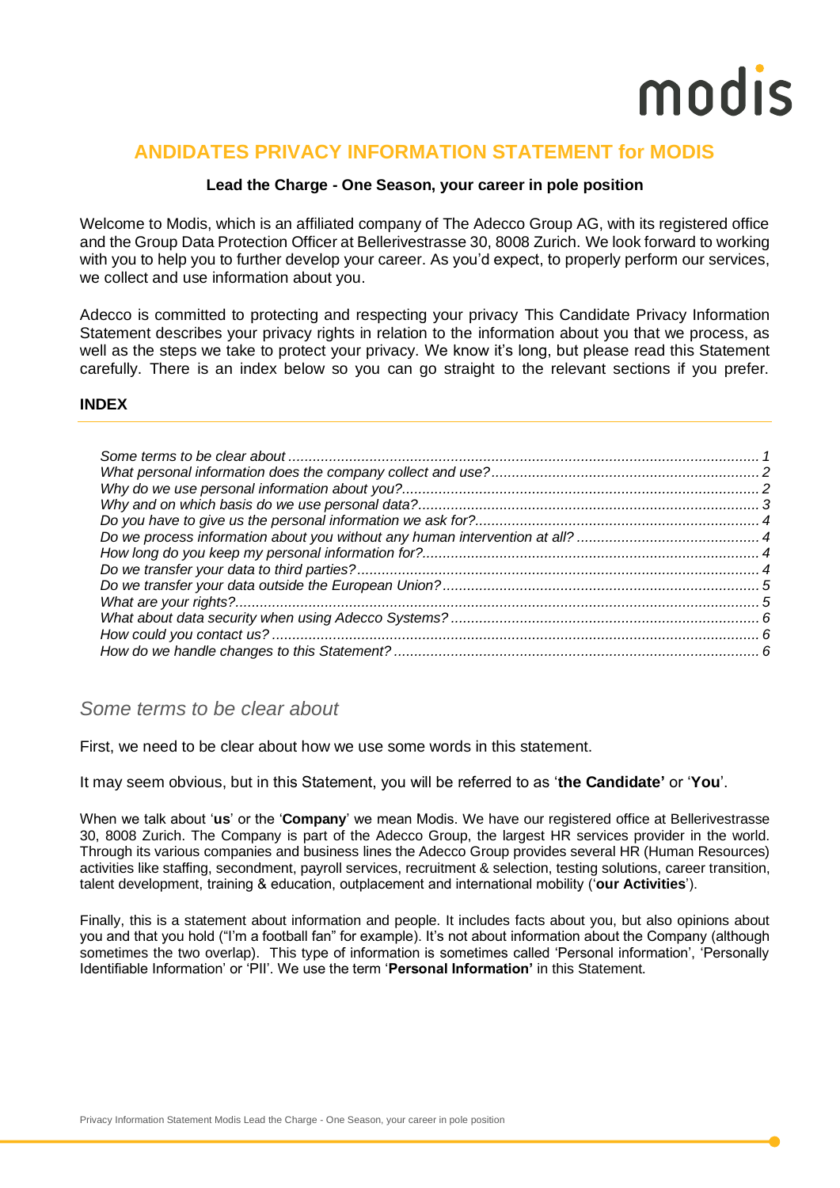# ANDIDATES PRIVACY INFORMATION STATEMENT for MODIS

**Lead the Charge - One Season, your career in pole position**

Welcome to Modis, which is an affiliated company of The Adecco Group AG, with its registered office and the Group Data Protection Officer at Bellerivestrasse 30, 8008 Zurich. We look forward to working with you to help you to further develop your career. As you'd expect, to properly perform our services, we collect and use information about you.

Adecco is committed to protecting and respecting your privacy This Candidate Privacy Information Statement describes your privacy rights in relation to the information about you that we process, as well as the steps we take to protect your privacy. We know it's long, but please read this Statement carefully. There is an index below so you can go straight to the relevant sections if you prefer.

**INDEX**

*Some terms to be clear about* .......... *1*
*What personal information does the company collect and use?* .......... *2*
*Why do we use personal information about you?* .......... *2*
*Why and on which basis do we use personal data?* .......... *3*
*Do you have to give us the personal information we ask for?* .......... *4*
*Do we process information about you without any human intervention at all?* .......... *4*
*How long do you keep my personal information for?* .......... *4*
*Do we transfer your data to third parties?* .......... *4*
*Do we transfer your data outside the European Union?* .......... *5*
*What are your rights?* .......... *5*
*What about data security when using Adecco Systems?* .......... *6*
*How could you contact us?* .......... *6*
*How do we handle changes to this Statement?* .......... *6*

## *Some terms to be clear about*

First, we need to be clear about how we use some words in this statement.

It may seem obvious, but in this Statement, you will be referred to as '**the Candidate'** or '**You**'.

When we talk about '**us**' or the '**Company**' we mean Modis. We have our registered office at Bellerivestrasse 30, 8008 Zurich. The Company is part of the Adecco Group, the largest HR services provider in the world. Through its various companies and business lines the Adecco Group provides several HR (Human Resources) activities like staffing, secondment, payroll services, recruitment & selection, testing solutions, career transition, talent development, training & education, outplacement and international mobility ('**our Activities**').

Finally, this is a statement about information and people. It includes facts about you, but also opinions about you and that you hold ("I'm a football fan" for example). It's not about information about the Company (although sometimes the two overlap). This type of information is sometimes called 'Personal information', 'Personally Identifiable Information' or 'PII'. We use the term '**Personal Information'** in this Statement.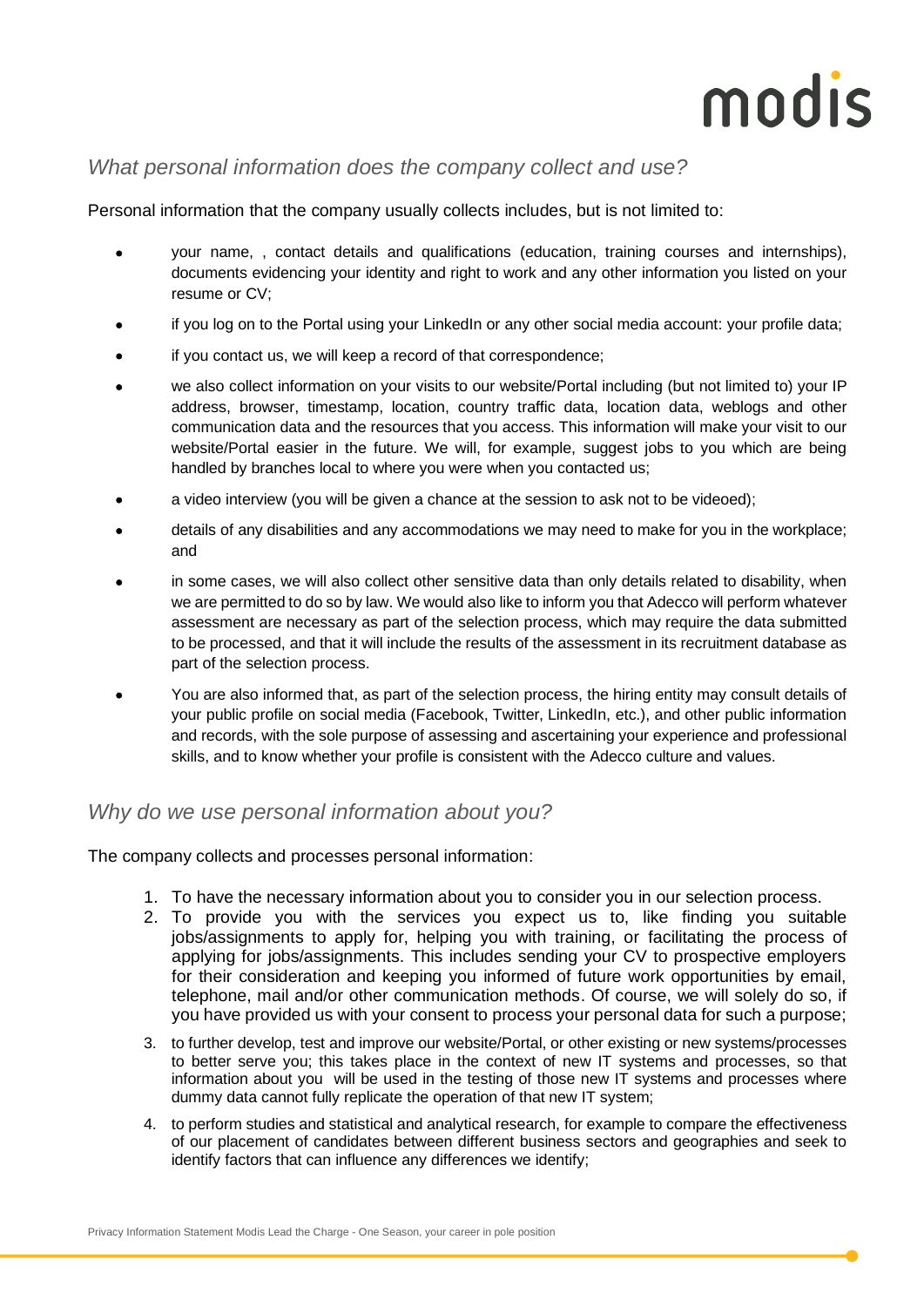## *What personal information does the company collect and use?*

Personal information that the company usually collects includes, but is not limited to:

- your name, , contact details and qualifications (education, training courses and internships), documents evidencing your identity and right to work and any other information you listed on your resume or CV;
- if you log on to the Portal using your LinkedIn or any other social media account: your profile data;
- if you contact us, we will keep a record of that correspondence;
- we also collect information on your visits to our website/Portal including (but not limited to) your IP address, browser, timestamp, location, country traffic data, location data, weblogs and other communication data and the resources that you access. This information will make your visit to our website/Portal easier in the future. We will, for example, suggest jobs to you which are being handled by branches local to where you were when you contacted us;
- a video interview (you will be given a chance at the session to ask not to be videoed);
- details of any disabilities and any accommodations we may need to make for you in the workplace; and
- in some cases, we will also collect other sensitive data than only details related to disability, when we are permitted to do so by law. We would also like to inform you that Adecco will perform whatever assessment are necessary as part of the selection process, which may require the data submitted to be processed, and that it will include the results of the assessment in its recruitment database as part of the selection process.
- You are also informed that, as part of the selection process, the hiring entity may consult details of your public profile on social media (Facebook, Twitter, LinkedIn, etc.), and other public information and records, with the sole purpose of assessing and ascertaining your experience and professional skills, and to know whether your profile is consistent with the Adecco culture and values.

## *Why do we use personal information about you?*

The company collects and processes personal information:

1. To have the necessary information about you to consider you in our selection process.
2. To provide you with the services you expect us to, like finding you suitable jobs/assignments to apply for, helping you with training, or facilitating the process of applying for jobs/assignments. This includes sending your CV to prospective employers for their consideration and keeping you informed of future work opportunities by email, telephone, mail and/or other communication methods. Of course, we will solely do so, if you have provided us with your consent to process your personal data for such a purpose;
3. to further develop, test and improve our website/Portal, or other existing or new systems/processes to better serve you; this takes place in the context of new IT systems and processes, so that information about you will be used in the testing of those new IT systems and processes where dummy data cannot fully replicate the operation of that new IT system;
4. to perform studies and statistical and analytical research, for example to compare the effectiveness of our placement of candidates between different business sectors and geographies and seek to identify factors that can influence any differences we identify;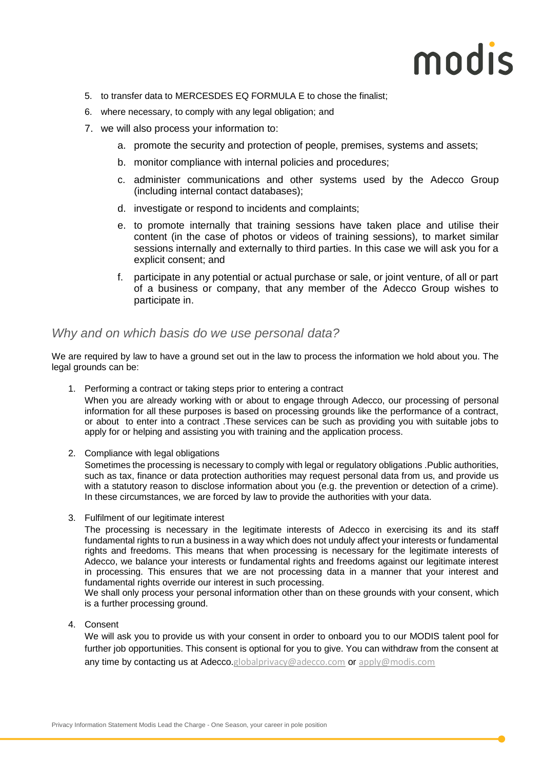5. to transfer data to MERCESDES EQ FORMULA E to chose the finalist;
6. where necessary, to comply with any legal obligation; and
7. we will also process your information to:
    a. promote the security and protection of people, premises, systems and assets;
    b. monitor compliance with internal policies and procedures;
    c. administer communications and other systems used by the Adecco Group (including internal contact databases);
    d. investigate or respond to incidents and complaints;
    e. to promote internally that training sessions have taken place and utilise their content (in the case of photos or videos of training sessions), to market similar sessions internally and externally to third parties. In this case we will ask you for a explicit consent; and
    f. participate in any potential or actual purchase or sale, or joint venture, of all or part of a business or company, that any member of the Adecco Group wishes to participate in.

## *Why and on which basis do we use personal data?*

We are required by law to have a ground set out in the law to process the information we hold about you. The legal grounds can be:

1. Performing a contract or taking steps prior to entering a contract
   When you are already working with or about to engage through Adecco, our processing of personal information for all these purposes is based on processing grounds like the performance of a contract, or about to enter into a contract .These services can be such as providing you with suitable jobs to apply for or helping and assisting you with training and the application process.

2. Compliance with legal obligations
   Sometimes the processing is necessary to comply with legal or regulatory obligations .Public authorities, such as tax, finance or data protection authorities may request personal data from us, and provide us with a statutory reason to disclose information about you (e.g. the prevention or detection of a crime). In these circumstances, we are forced by law to provide the authorities with your data.

3. Fulfilment of our legitimate interest
   The processing is necessary in the legitimate interests of Adecco in exercising its and its staff fundamental rights to run a business in a way which does not unduly affect your interests or fundamental rights and freedoms. This means that when processing is necessary for the legitimate interests of Adecco, we balance your interests or fundamental rights and freedoms against our legitimate interest in processing. This ensures that we are not processing data in a manner that your interest and fundamental rights override our interest in such processing.
   We shall only process your personal information other than on these grounds with your consent, which is a further processing ground.

4. Consent
   We will ask you to provide us with your consent in order to onboard you to our MODIS talent pool for further job opportunities. This consent is optional for you to give. You can withdraw from the consent at any time by contacting us at Adecco.globalprivacy@adecco.com or apply@modis.com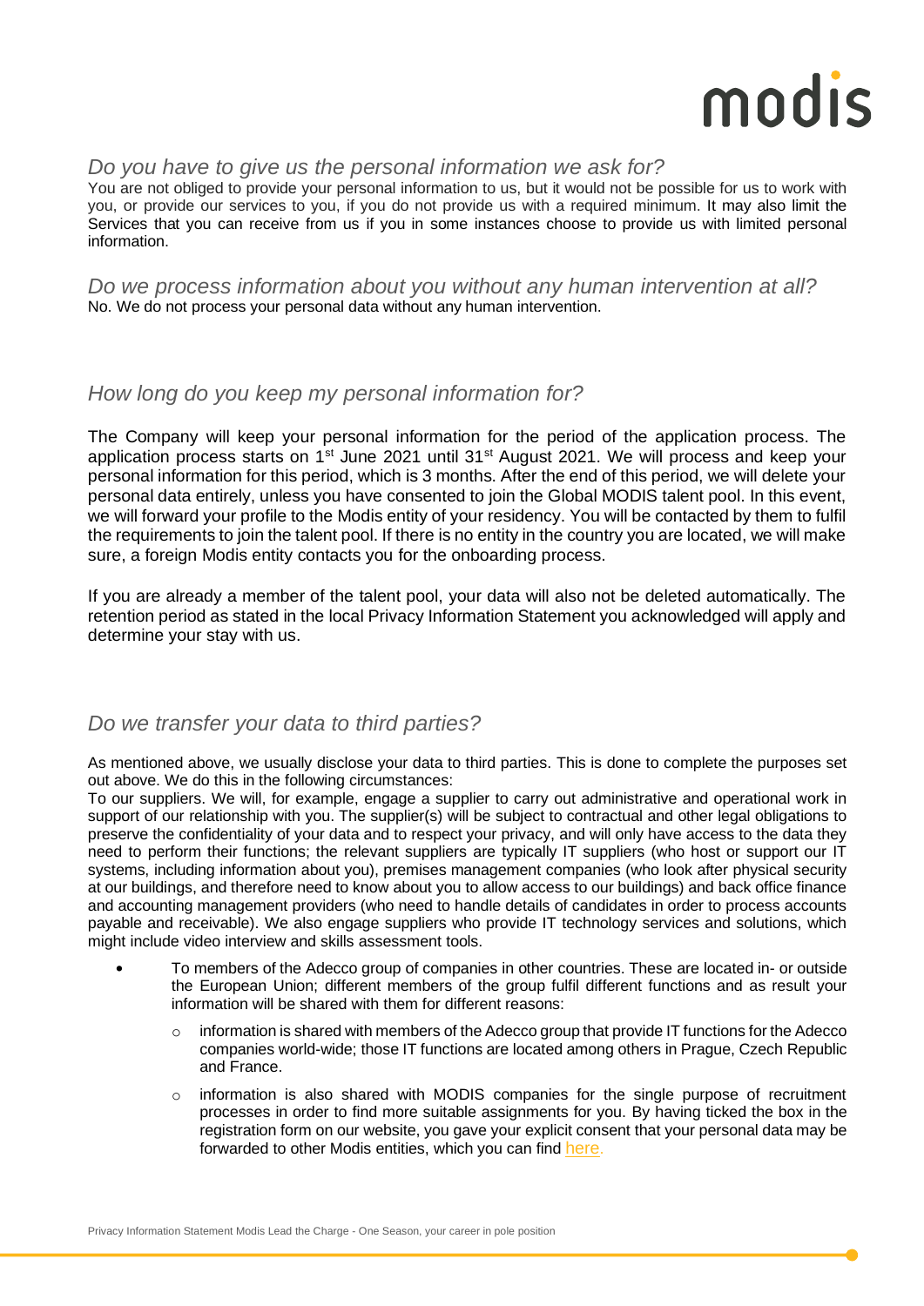### *Do you have to give us the personal information we ask for?*

You are not obliged to provide your personal information to us, but it would not be possible for us to work with you, or provide our services to you, if you do not provide us with a required minimum. It may also limit the Services that you can receive from us if you in some instances choose to provide us with limited personal information.

### *Do we process information about you without any human intervention at all?*

No. We do not process your personal data without any human intervention.

### *How long do you keep my personal information for?*

The Company will keep your personal information for the period of the application process. The application process starts on 1st June 2021 until 31st August 2021. We will process and keep your personal information for this period, which is 3 months. After the end of this period, we will delete your personal data entirely, unless you have consented to join the Global MODIS talent pool. In this event, we will forward your profile to the Modis entity of your residency. You will be contacted by them to fulfil the requirements to join the talent pool. If there is no entity in the country you are located, we will make sure, a foreign Modis entity contacts you for the onboarding process.

If you are already a member of the talent pool, your data will also not be deleted automatically. The retention period as stated in the local Privacy Information Statement you acknowledged will apply and determine your stay with us.

### *Do we transfer your data to third parties?*

As mentioned above, we usually disclose your data to third parties. This is done to complete the purposes set out above. We do this in the following circumstances:

To our suppliers. We will, for example, engage a supplier to carry out administrative and operational work in support of our relationship with you. The supplier(s) will be subject to contractual and other legal obligations to preserve the confidentiality of your data and to respect your privacy, and will only have access to the data they need to perform their functions; the relevant suppliers are typically IT suppliers (who host or support our IT systems, including information about you), premises management companies (who look after physical security at our buildings, and therefore need to know about you to allow access to our buildings) and back office finance and accounting management providers (who need to handle details of candidates in order to process accounts payable and receivable). We also engage suppliers who provide IT technology services and solutions, which might include video interview and skills assessment tools.

- To members of the Adecco group of companies in other countries. These are located in- or outside the European Union; different members of the group fulfil different functions and as result your information will be shared with them for different reasons:
    - information is shared with members of the Adecco group that provide IT functions for the Adecco companies world-wide; those IT functions are located among others in Prague, Czech Republic and France.
    - information is also shared with MODIS companies for the single purpose of recruitment processes in order to find more suitable assignments for you. By having ticked the box in the registration form on our website, you gave your explicit consent that your personal data may be forwarded to other Modis entities, which you can find here.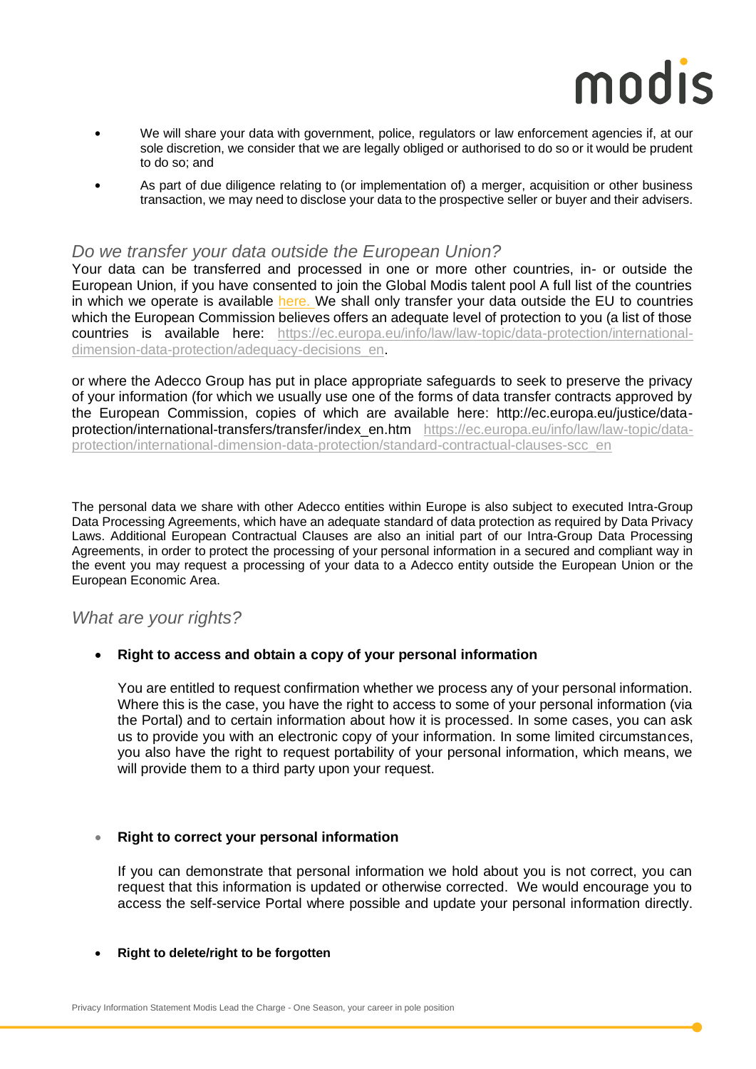- We will share your data with government, police, regulators or law enforcement agencies if, at our sole discretion, we consider that we are legally obliged or authorised to do so or it would be prudent to do so; and
- As part of due diligence relating to (or implementation of) a merger, acquisition or other business transaction, we may need to disclose your data to the prospective seller or buyer and their advisers.

## *Do we transfer your data outside the European Union?*

Your data can be transferred and processed in one or more other countries, in- or outside the European Union, if you have consented to join the Global Modis talent pool A full list of the countries in which we operate is available here. We shall only transfer your data outside the EU to countries which the European Commission believes offers an adequate level of protection to you (a list of those countries is available here: https://ec.europa.eu/info/law/law-topic/data-protection/international-dimension-data-protection/adequacy-decisions_en.

or where the Adecco Group has put in place appropriate safeguards to seek to preserve the privacy of your information (for which we usually use one of the forms of data transfer contracts approved by the European Commission, copies of which are available here: http://ec.europa.eu/justice/data-protection/international-transfers/transfer/index_en.htm https://ec.europa.eu/info/law/law-topic/data-protection/international-dimension-data-protection/standard-contractual-clauses-scc_en

The personal data we share with other Adecco entities within Europe is also subject to executed Intra-Group Data Processing Agreements, which have an adequate standard of data protection as required by Data Privacy Laws. Additional European Contractual Clauses are also an initial part of our Intra-Group Data Processing Agreements, in order to protect the processing of your personal information in a secured and compliant way in the event you may request a processing of your data to a Adecco entity outside the European Union or the European Economic Area.

## *What are your rights?*

- **Right to access and obtain a copy of your personal information**

  You are entitled to request confirmation whether we process any of your personal information. Where this is the case, you have the right to access to some of your personal information (via the Portal) and to certain information about how it is processed. In some cases, you can ask us to provide you with an electronic copy of your information. In some limited circumstances, you also have the right to request portability of your personal information, which means, we will provide them to a third party upon your request.

- **Right to correct your personal information**

  If you can demonstrate that personal information we hold about you is not correct, you can request that this information is updated or otherwise corrected. We would encourage you to access the self-service Portal where possible and update your personal information directly.

- **Right to delete/right to be forgotten**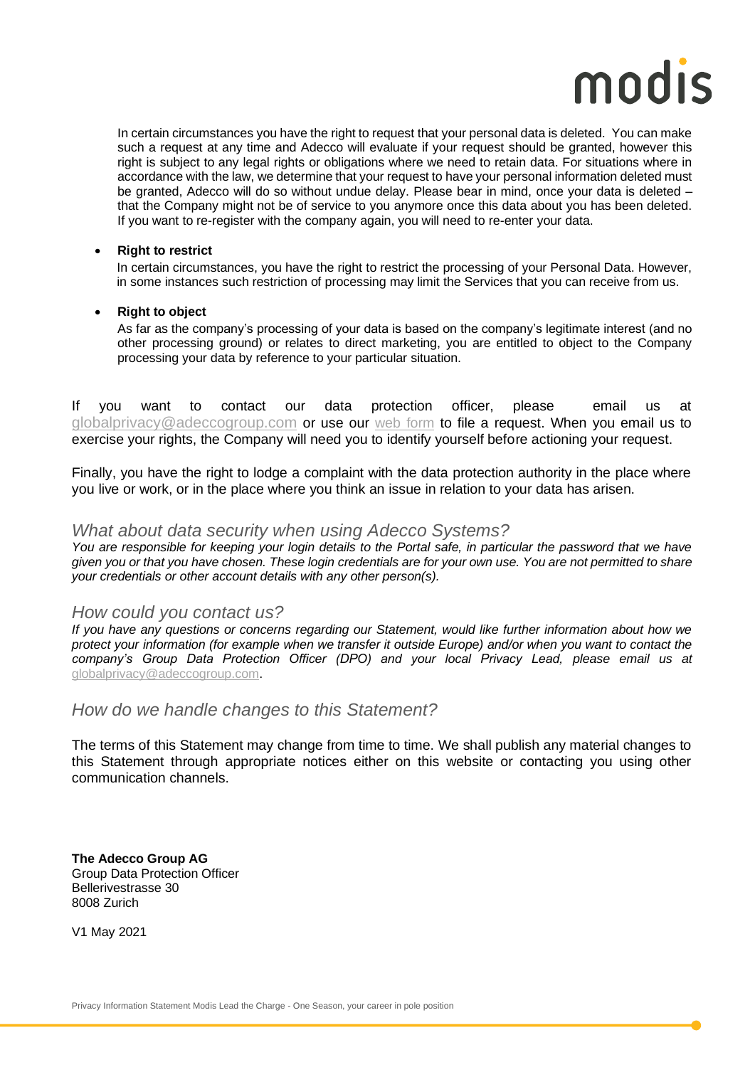In certain circumstances you have the right to request that your personal data is deleted. You can make such a request at any time and Adecco will evaluate if your request should be granted, however this right is subject to any legal rights or obligations where we need to retain data. For situations where in accordance with the law, we determine that your request to have your personal information deleted must be granted, Adecco will do so without undue delay. Please bear in mind, once your data is deleted – that the Company might not be of service to you anymore once this data about you has been deleted. If you want to re-register with the company again, you will need to re-enter your data.

- **Right to restrict**

  In certain circumstances, you have the right to restrict the processing of your Personal Data. However, in some instances such restriction of processing may limit the Services that you can receive from us.

- **Right to object**

  As far as the company's processing of your data is based on the company's legitimate interest (and no other processing ground) or relates to direct marketing, you are entitled to object to the Company processing your data by reference to your particular situation.

If you want to contact our data protection officer, please email us at globalprivacy@adeccogroup.com or use our web form to file a request. When you email us to exercise your rights, the Company will need you to identify yourself before actioning your request.

Finally, you have the right to lodge a complaint with the data protection authority in the place where you live or work, or in the place where you think an issue in relation to your data has arisen.

## *What about data security when using Adecco Systems?*

*You are responsible for keeping your login details to the Portal safe, in particular the password that we have given you or that you have chosen. These login credentials are for your own use. You are not permitted to share your credentials or other account details with any other person(s).*

## *How could you contact us?*

*If you have any questions or concerns regarding our Statement, would like further information about how we protect your information (for example when we transfer it outside Europe) and/or when you want to contact the company's Group Data Protection Officer (DPO) and your local Privacy Lead, please email us at* globalprivacy@adeccogroup.com.

## *How do we handle changes to this Statement?*

The terms of this Statement may change from time to time. We shall publish any material changes to this Statement through appropriate notices either on this website or contacting you using other communication channels.

**The Adecco Group AG**
Group Data Protection Officer
Bellerivestrasse 30
8008 Zurich

V1 May 2021